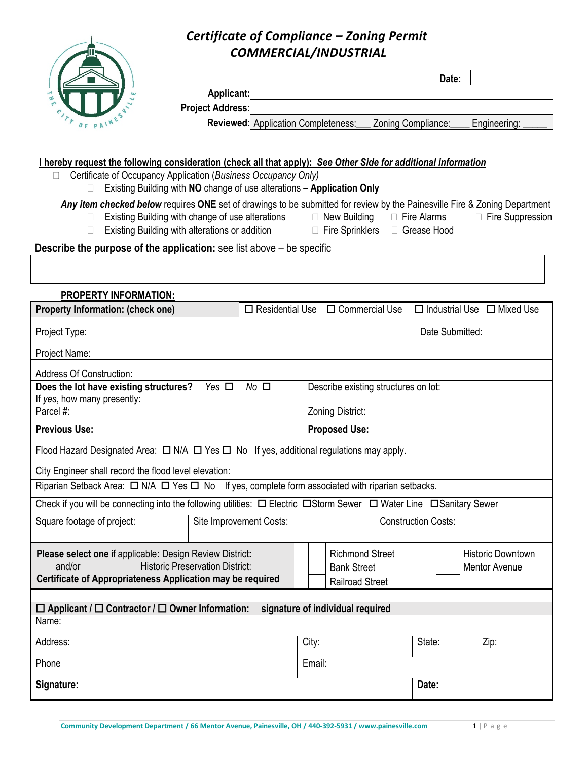# *Certificate of Compliance – Zoning Permit*
## *COMMERCIAL/INDUSTRIAL*

| | |
|---|---|
| | **Date:** |
| **Applicant:** | |
| **Project Address:** | |
| **Reviewed:** | Application Completeness:___ Zoning Compliance:____ Engineering: _____ |

**I hereby request the following consideration (check all that apply):** ***See Other Side for additional information***

- ☐ Certificate of Occupancy Application (*Business Occupancy Only)*
  - ☐ Existing Building with **NO** change of use alterations – **Application Only**

***Any item checked below*** requires **ONE** set of drawings to be submitted for review by the Painesville Fire & Zoning Department

- ☐ Existing Building with change of use alterations ☐ New Building ☐ Fire Alarms ☐ Fire Suppression
- ☐ Existing Building with alterations or addition ☐ Fire Sprinklers ☐ Grease Hood

**Describe the purpose of the application:** see list above – be specific

| |
|---|
| |

**PROPERTY INFORMATION:**

| **Property Information: (check one)** | ☐ Residential Use ☐ Commercial Use ☐ Industrial Use ☐ Mixed Use |
|---|---|
| Project Type: | Date Submitted: |
| Project Name: | |
| Address Of Construction: | |
| **Does the lot have existing structures?** *Yes* ☐ *No* ☐ If *yes*, how many presently: | Describe existing structures on lot: |
| Parcel #: | Zoning District: |
| **Previous Use:** | **Proposed Use:** |
| Flood Hazard Designated Area: ☐ N/A ☐ Yes ☐ No If yes, additional regulations may apply. | |
| City Engineer shall record the flood level elevation: | |
| Riparian Setback Area: ☐ N/A ☐ Yes ☐ No If yes, complete form associated with riparian setbacks. | |
| Check if you will be connecting into the following utilities: ☐ Electric ☐Storm Sewer ☐ Water Line ☐Sanitary Sewer | |

| Square footage of project: | Site Improvement Costs: | Construction Costs: |
|---|---|---|

| **Please select one** if applicable: Design Review District: and/or Historic Preservation District: **Certificate of Appropriateness Application may be required** | | |
|---|---|---|
| | ☐ Richmond Street | ☐ Historic Downtown |
| | ☐ Bank Street | ☐ Mentor Avenue |
| | ☐ Railroad Street | |

| **☐ Applicant / ☐ Contractor / ☐ Owner Information: signature of individual required** | | | |
|---|---|---|---|
| Name: | | | |
| Address: | City: | State: | Zip: |
| Phone | Email: | | |
| **Signature:** | | **Date:** | |

Community Development Department / 66 Mentor Avenue, Painesville, OH / 440-392-5931 / www.painesville.com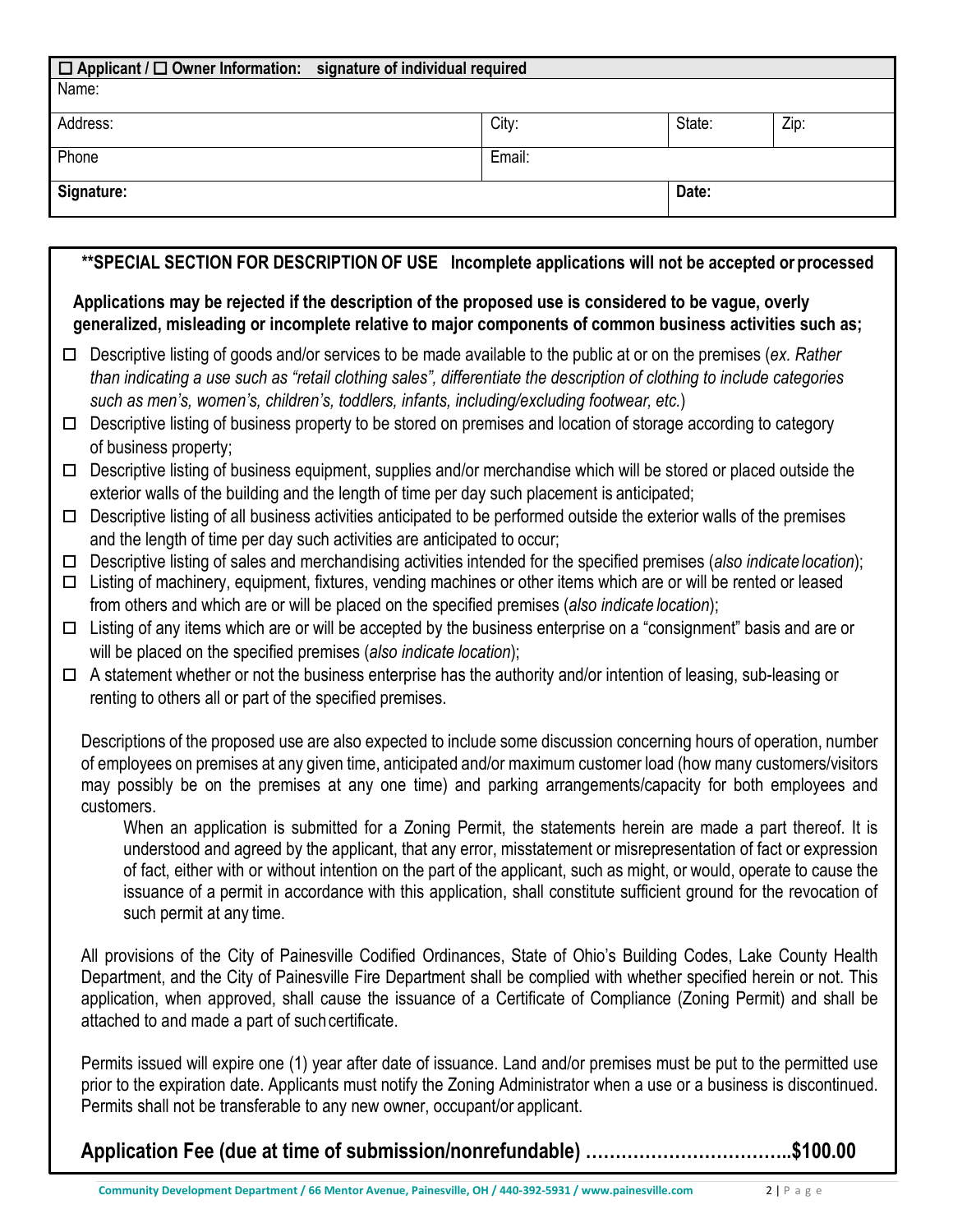| ☐ **Applicant /** ☐ **Owner Information: signature of individual required** | | | |
|---|---|---|---|
| Name: | | | |
| Address: | City: | State: | Zip: |
| Phone | Email: | | |
| **Signature:** | | **Date:** | |

**\*\*SPECIAL SECTION FOR DESCRIPTION OF USE Incomplete applications will not be accepted or processed**

**Applications may be rejected if the description of the proposed use is considered to be vague, overly generalized, misleading or incomplete relative to major components of common business activities such as;**

- ☐ Descriptive listing of goods and/or services to be made available to the public at or on the premises (*ex. Rather than indicating a use such as "retail clothing sales", differentiate the description of clothing to include categories such as men's, women's, children's, toddlers, infants, including/excluding footwear, etc.*)
- ☐ Descriptive listing of business property to be stored on premises and location of storage according to category of business property;
- ☐ Descriptive listing of business equipment, supplies and/or merchandise which will be stored or placed outside the exterior walls of the building and the length of time per day such placement is anticipated;
- ☐ Descriptive listing of all business activities anticipated to be performed outside the exterior walls of the premises and the length of time per day such activities are anticipated to occur;
- ☐ Descriptive listing of sales and merchandising activities intended for the specified premises (*also indicate location*);
- ☐ Listing of machinery, equipment, fixtures, vending machines or other items which are or will be rented or leased from others and which are or will be placed on the specified premises (*also indicate location*);
- ☐ Listing of any items which are or will be accepted by the business enterprise on a "consignment" basis and are or will be placed on the specified premises (*also indicate location*);
- ☐ A statement whether or not the business enterprise has the authority and/or intention of leasing, sub-leasing or renting to others all or part of the specified premises.

Descriptions of the proposed use are also expected to include some discussion concerning hours of operation, number of employees on premises at any given time, anticipated and/or maximum customer load (how many customers/visitors may possibly be on the premises at any one time) and parking arrangements/capacity for both employees and customers.

When an application is submitted for a Zoning Permit, the statements herein are made a part thereof. It is understood and agreed by the applicant, that any error, misstatement or misrepresentation of fact or expression of fact, either with or without intention on the part of the applicant, such as might, or would, operate to cause the issuance of a permit in accordance with this application, shall constitute sufficient ground for the revocation of such permit at any time.

All provisions of the City of Painesville Codified Ordinances, State of Ohio's Building Codes, Lake County Health Department, and the City of Painesville Fire Department shall be complied with whether specified herein or not. This application, when approved, shall cause the issuance of a Certificate of Compliance (Zoning Permit) and shall be attached to and made a part of such certificate.

Permits issued will expire one (1) year after date of issuance. Land and/or premises must be put to the permitted use prior to the expiration date. Applicants must notify the Zoning Administrator when a use or a business is discontinued. Permits shall not be transferable to any new owner, occupant/or applicant.

**Application Fee (due at time of submission/nonrefundable) ……………………………..$100.00**

Community Development Department / 66 Mentor Avenue, Painesville, OH / 440-392-5931 / www.painesville.com